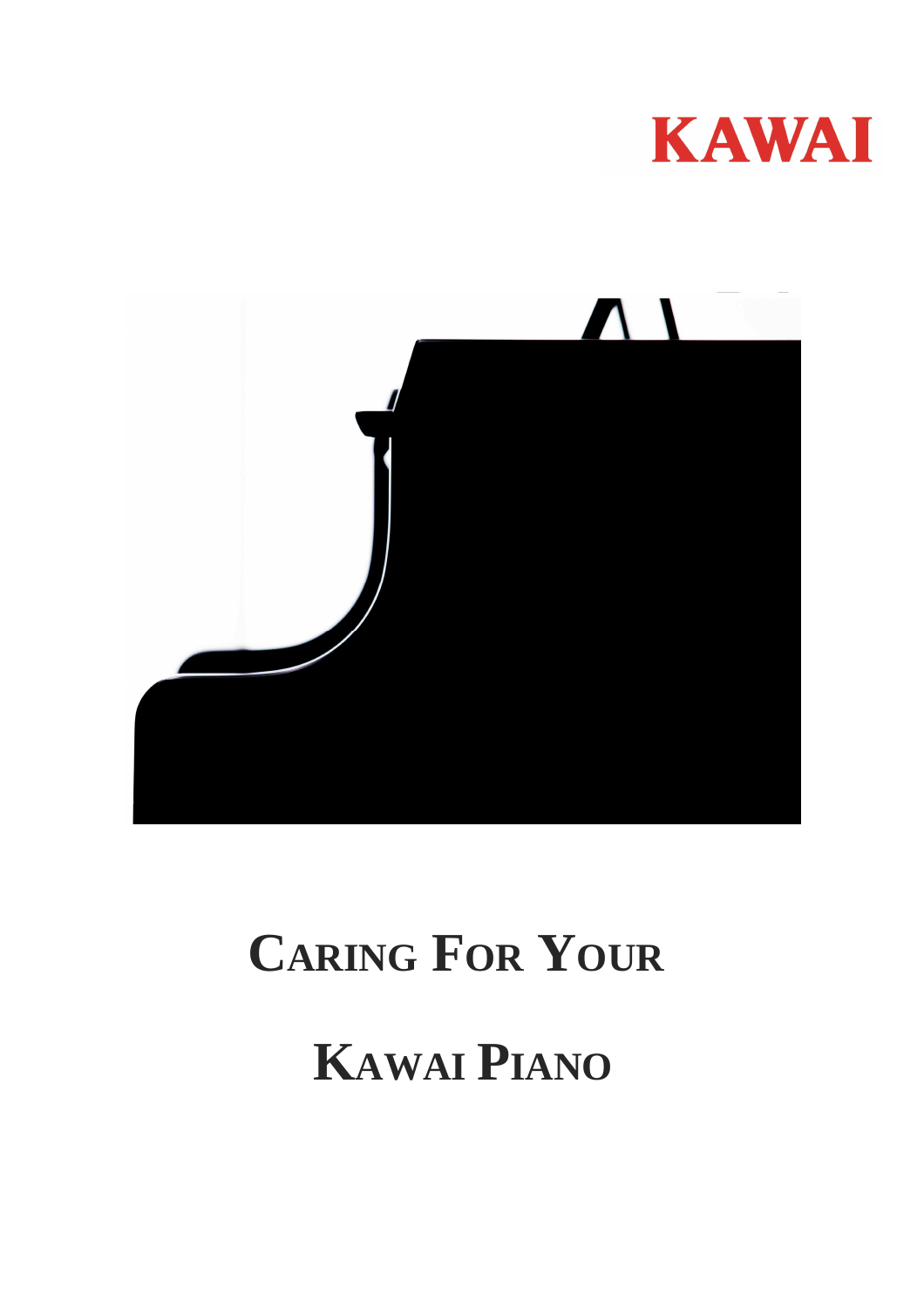KAWAI

# Caring For Your Kawai Piano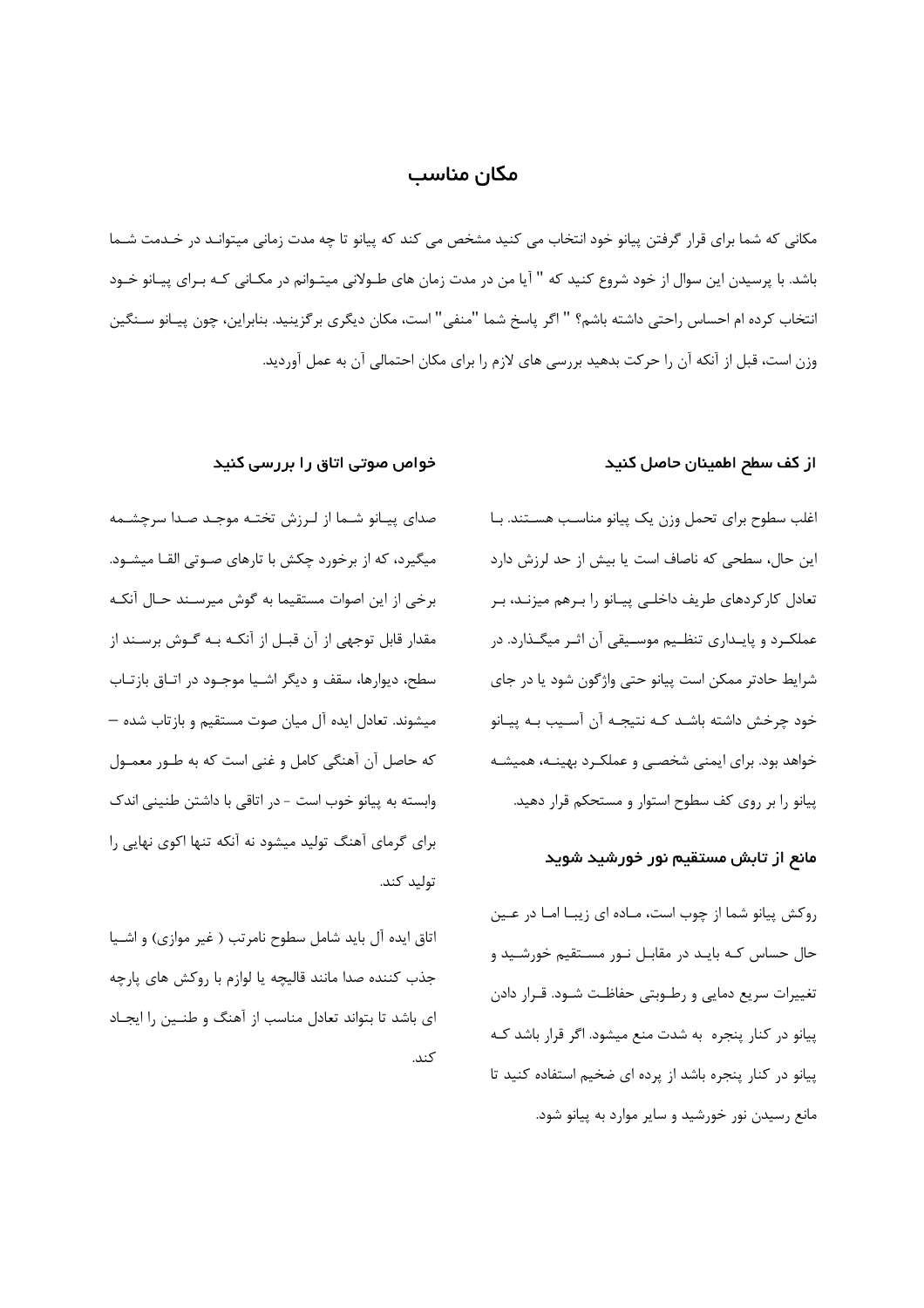## مکان مناسب

مکانی که شما برای قرار گرفتن پیانو خود انتخاب می کنید مشخص می کند که پیانو تا چه مدت زمانی میتواند در خدمت شما باشد. با پرسیدن این سوال از خود شروع کنید که " آیا من در مدت زمان های طولانی میتوانم در مکانی که برای پیانو خود انتخاب کرده ام احساس راحتی داشته باشم؟ " اگر پاسخ شما "منفی" است، مکان دیگری برگزینید. بنابراین، چون پیانو سنگین وزن است، قبل از آنکه آن را حرکت بدهید بررسی های لازم را برای مکان احتمالی آن به عمل آوردید.

### از کف سطح اطمینان حاصل کنید

اغلب سطوح برای تحمل وزن یک پیانو مناسب هستند. با این حال، سطحی که ناصاف است یا بیش از حد لرزش دارد تعادل کارکردهای طریف داخلی پیانو را برهم میزند، بر عملکرد و پایداری تنظیم موسیقی آن اثر میگذارد. در شرایط حادتر ممکن است پیانو حتی واژگون شود یا در جای خود چرخش داشته باشد که نتیجه آن آسیب به پیانو خواهد بود. برای ایمنی شخصی و عملکرد بهینه، همیشه پیانو را بر روی کف سطوح استوار و مستحکم قرار دهید.

### مانع از تابش مستقیم نور خورشید شوید

روکش پیانو شما از چوب است، ماده ای زیبا اما در عین حال حساس که باید در مقابل نور مستقیم خورشید و تغییرات سریع دمایی و رطوبتی حفاظت شود. قرار دادن پیانو در کنار پنجره به شدت منع میشود. اگر قرار باشد که پیانو در کنار پنجره باشد از پرده ای ضخیم استفاده کنید تا مانع رسیدن نور خورشید و سایر موارد به پیانو شود.

### خواص صوتی اتاق را بررسی کنید

صدای پیانو شما از لرزش تخته موجد صدا سرچشمه میگیرد، که از برخورد چکش با تارهای صوتی القا میشود. برخی از این اصوات مستقیما به گوش میرسند حال آنکه مقدار قابل توجهی از آن قبل از آنکه به گوش برسند از سطح، دیوارها، سقف و دیگر اشیا موجود در اتاق بازتاب میشوند. تعادل ایده آل میان صوت مستقیم و بازتاب شده – که حاصل آن آهنگی کامل و غنی است که به طور معمول وابسته به پیانو خوب است - در اتاقی با داشتن طنینی اندک برای گرمای آهنگ تولید میشود نه آنکه تنها اکوی نهایی را تولید کند.

اتاق ایده آل باید شامل سطوح نامرتب ( غیر موازی) و اشیا جذب کننده صدا مانند قالیچه یا لوازم با روکش های پارچه ای باشد تا بتواند تعادل مناسب از آهنگ و طنین را ایجاد کند.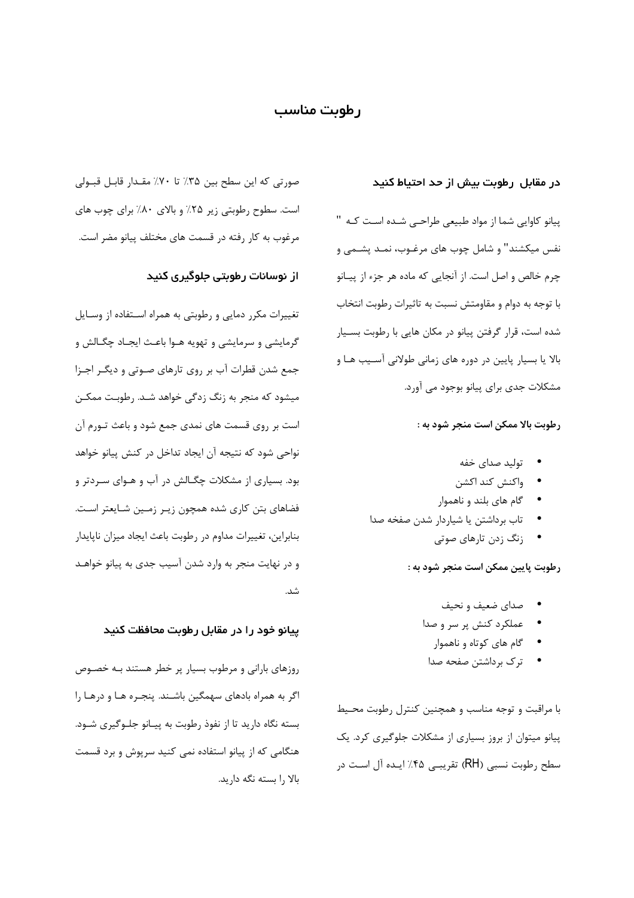# رطوبت مناسب

## در مقابل رطوبت بیش از حد احتیاط کنید

پیانو کاوایی شما از مواد طبیعی طراحـی شـده اسـت کـه " نفس میکشند" و شامل چوب های مرغـوب، نمـد پشـمی و چرم خالص و اصل است. از آنجایی که ماده هر جزء از پیـانو با توجه به دوام و مقاومتش نسبت به تاثیرات رطوبت انتخاب شده است، قرار گرفتن پیانو در مکان هایی با رطوبت بسـیار بالا یا بسیار پایین در دوره های زمانی طولانی آسـیب هـا و مشکلات جدی برای پیانو بوجود می آورد.

**رطوبت بالا ممکن است منجر شود به :**

- تولید صدای خفه
- واکنش کند اکشن
- گام های بلند و ناهموار
- تاب برداشتن یا شیاردار شدن صفحه صدا
- زنگ زدن تارهای صوتی

**رطوبت پایین ممکن است منجر شود به :**

- صدای ضعیف و نحیف
- عملکرد کنش پر سر و صدا
- گام های کوتاه و ناهموار
- ترک برداشتن صفحه صدا

با مراقبت و توجه مناسب و همچنین کنترل رطوبت محـیط پیانو میتوان از بروز بسیاری از مشکلات جلوگیری کرد. یک سطح رطوبت نسبی (RH) تقریبـی ۴۵٪ ایـده آل اسـت در صورتی که این سطح بین ۳۵٪ تا ۷۰٪ مقـدار قابـل قبـولی است. سطوح رطوبتی زیر ۲۵٪ و بالای ۸۰٪ برای چوب های مرغوب به کار رفته در قسمت های مختلف پیانو مضر است.

## از نوسانات رطوبتی جلوگیری کنید

تغییرات مکرر دمایی و رطوبتی به همراه اسـتفاده از وسـایل گرمایشی و سرمایشی و تهویه هـوا باعـث ایجـاد چگـالش و جمع شدن قطرات آب بر روی تارهای صـوتی و دیگـر اجـزا میشود که منجر به زنگ زدگی خواهد شـد. رطوبـت ممکـن است بر روی قسمت های نمدی جمع شود و باعث تـورم آن نواحی شود که نتیجه آن ایجاد تداخل در کنش پیانو خواهد بود. بسیاری از مشکلات چگـالش در آب و هـوای سـردتر و فضاهای بتن کاری شده همچون زیـر زمـین شـایعتر اسـت. بنابراین، تغییرات مداوم در رطوبت باعث ایجاد میزان ناپایدار و در نهایت منجر به وارد شدن آسیب جدی به پیانو خواهـد شد.

## پیانو خود را در مقابل رطوبت محافظت کنید

روزهای بارانی و مرطوب بسیار پر خطر هستند بـه خصـوص اگر به همراه بادهای سهمگین باشـند. پنجـره هـا و درهـا را بسته نگاه دارید تا از نفوذ رطوبت به پیـانو جلـوگیری شـود. هنگامی که از پیانو استفاده نمی کنید سرپوش و برد قسمت بالا را بسته نگه دارید.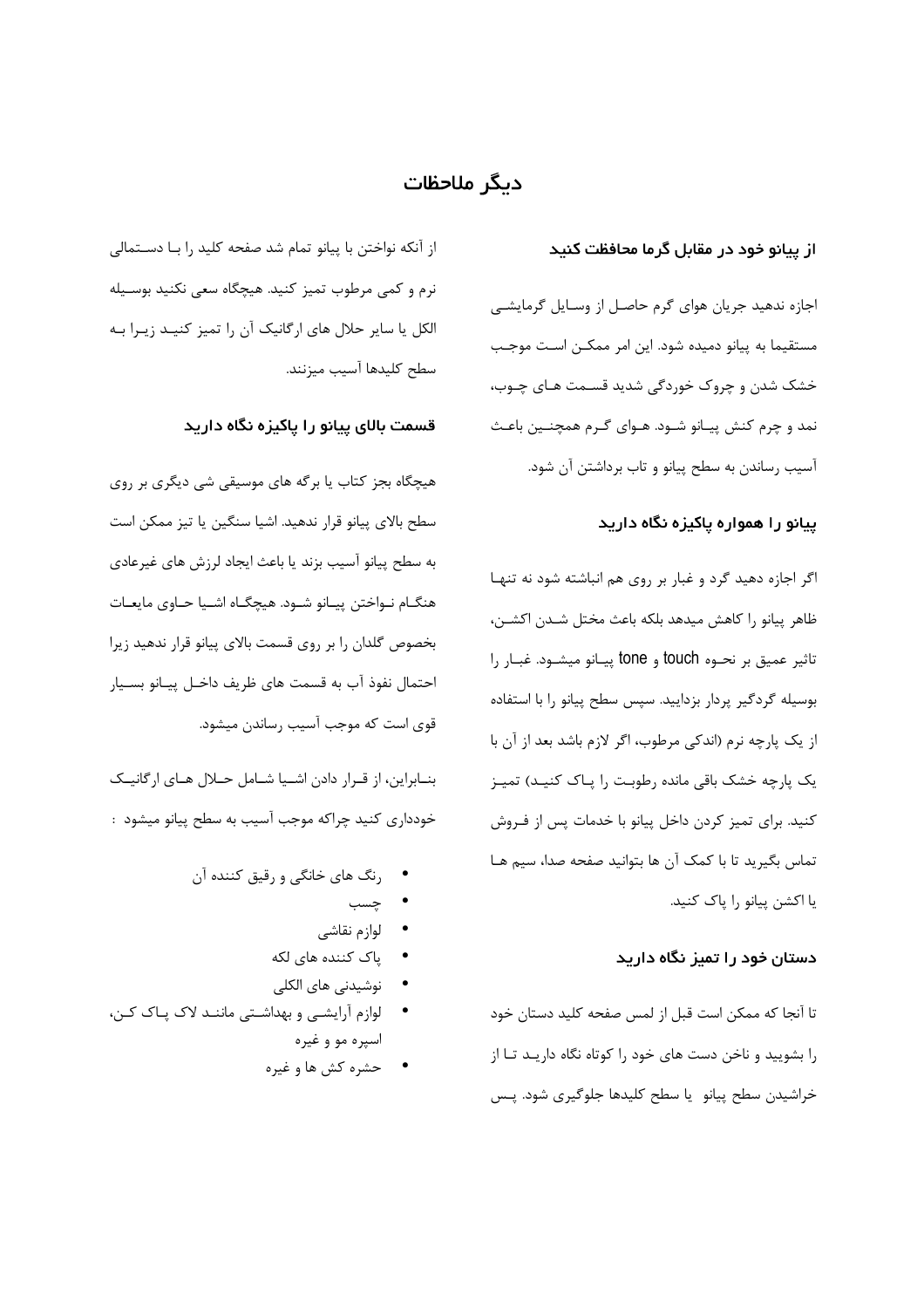# دیگر ملاحظات

### از پیانو خود در مقابل گرما محافظت کنید

اجازه ندهید جریان هوای گرم حاصل از وسایل گرمایشی مستقیما به پیانو دمیده شود. این امر ممکن است موجب خشک شدن و چروک خوردگی شدید قسمت های چوب، نمد و چرم کنش پیانو شود. هوای گرم همچنین باعث آسیب رساندن به سطح پیانو و تاب برداشتن آن شود.

### پیانو را همواره پاکیزه نگاه دارید

اگر اجازه دهید گرد و غبار بر روی هم انباشته شود نه تنها ظاهر پیانو را کاهش میدهد بلکه باعث مختل شدن اکشن، تاثیر عمیق بر نحوه touch و tone پیانو میشود. غبار را بوسیله گردگیر پردار بزدایید. سپس سطح پیانو را با استفاده از یک پارچه نرم (اندکی مرطوب، اگر لازم باشد بعد از آن با یک پارچه خشک باقی مانده رطوبت را پاک کنید) تمیز کنید. برای تمیز کردن داخل پیانو با خدمات پس از فروش تماس بگیرید تا با کمک آن ها بتوانید صفحه صدا، سیم ها یا اکشن پیانو را پاک کنید.

### دستان خود را تمیز نگاه دارید

تا آنجا که ممکن است قبل از لمس صفحه کلید دستان خود را بشویید و ناخن دست های خود را کوتاه نگاه دارید تا از خراشیدن سطح پیانو یا سطح کلیدها جلوگیری شود. پس از آنکه نواختن با پیانو تمام شد صفحه کلید را با دستمالی نرم و کمی مرطوب تمیز کنید. هیچگاه سعی نکنید بوسیله الکل یا سایر حلال های ارگانیک آن را تمیز کنید زیرا به سطح کلیدها آسیب میزنند.

### قسمت بالای پیانو را پاکیزه نگاه دارید

هیچگاه بجز کتاب یا برگه های موسیقی شی دیگری بر روی سطح بالای پیانو قرار ندهید. اشیا سنگین یا تیز ممکن است به سطح پیانو آسیب بزند یا باعث ایجاد لرزش های غیرعادی هنگام نواختن پیانو شود. هیچگاه اشیا حاوی مایعات بخصوص گلدان را بر روی قسمت بالای پیانو قرار ندهید زیرا احتمال نفوذ آب به قسمت های ظریف داخل پیانو بسیار قوی است که موجب آسیب رساندن میشود.

بنابراین، از قرار دادن اشیا شامل حلال های ارگانیک خودداری کنید چراکه موجب آسیب به سطح پیانو میشود :

- رنگ های خانگی و رقیق کننده آن
- چسب
- لوازم نقاشی
- پاک کننده های لکه
- نوشیدنی های الکلی
- لوازم آرایشی و بهداشتی مانند لاک پاک کن، اسپره مو و غیره
- حشره کش ها و غیره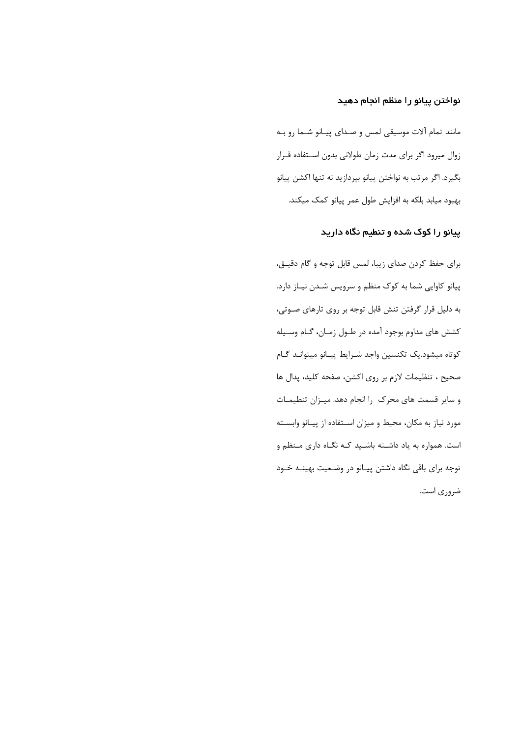### نواختن پیانو را منظم انجام دهید

مانند تمام آلات موسیقی لمس و صدای پیانو شما رو به زوال میرود اگر برای مدت زمان طولانی بدون استفاده قرار بگیرد. اگر مرتب به نواختن پیانو بپردازید نه تنها اکشن پیانو بهبود میابد بلکه به افزایش طول عمر پیانو کمک میکند.

### پیانو را کوک شده و تنظیم نگاه دارید

برای حفظ کردن صدای زیبا، لمس قابل توجه و گام دقیق، پیانو کاوایی شما به کوک منظم و سرویس شدن نیاز دارد. به دلیل قرار گرفتن تنش قابل توجه بر روی تارهای صوتی، کشش های مداوم بوجود آمده در طول زمان، گام وسیله کوتاه میشود.یک تکنسین واجد شرایط پیانو میتواند گام صحیح ، تنظیمات لازم بر روی اکشن، صفحه کلید، پدال ها و سایر قسمت های محرک  را انجام دهد. میزان تنظیمات مورد نیاز به مکان، محیط و میزان استفاده از پیانو وابسته است. همواره به یاد داشته باشید که نگاه داری منظم و توجه برای باقی نگاه داشتن پیانو در وضعیت بهینه خود ضروری است.